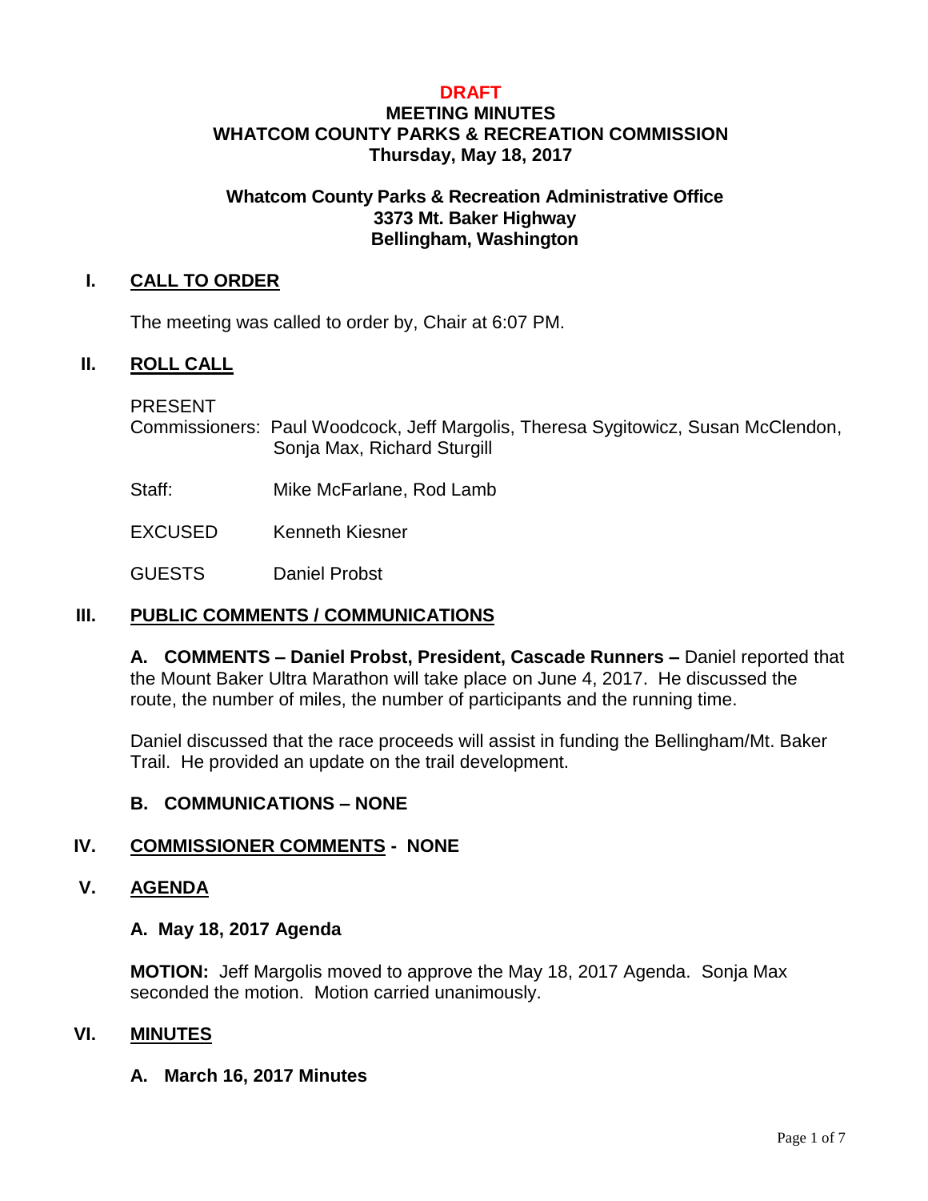**DRAFT**

# MEETING MINUTES
# WHATCOM COUNTY PARKS & RECREATION COMMISSION
## Thursday, May 18, 2017

**Whatcom County Parks & Recreation Administrative Office**
**3373 Mt. Baker Highway**
**Bellingham, Washington**

## I. CALL TO ORDER

The meeting was called to order by, Chair at 6:07 PM.

## II. ROLL CALL

PRESENT

Commissioners: Paul Woodcock, Jeff Margolis, Theresa Sygitowicz, Susan McClendon, Sonja Max, Richard Sturgill

Staff: Mike McFarlane, Rod Lamb

EXCUSED Kenneth Kiesner

GUESTS Daniel Probst

## III. PUBLIC COMMENTS / COMMUNICATIONS

**A. COMMENTS – Daniel Probst, President, Cascade Runners –** Daniel reported that the Mount Baker Ultra Marathon will take place on June 4, 2017. He discussed the route, the number of miles, the number of participants and the running time.

Daniel discussed that the race proceeds will assist in funding the Bellingham/Mt. Baker Trail. He provided an update on the trail development.

**B. COMMUNICATIONS – NONE**

## IV. COMMISSIONER COMMENTS - NONE

## V. AGENDA

### A. May 18, 2017 Agenda

**MOTION:** Jeff Margolis moved to approve the May 18, 2017 Agenda. Sonja Max seconded the motion. Motion carried unanimously.

## VI. MINUTES

### A. March 16, 2017 Minutes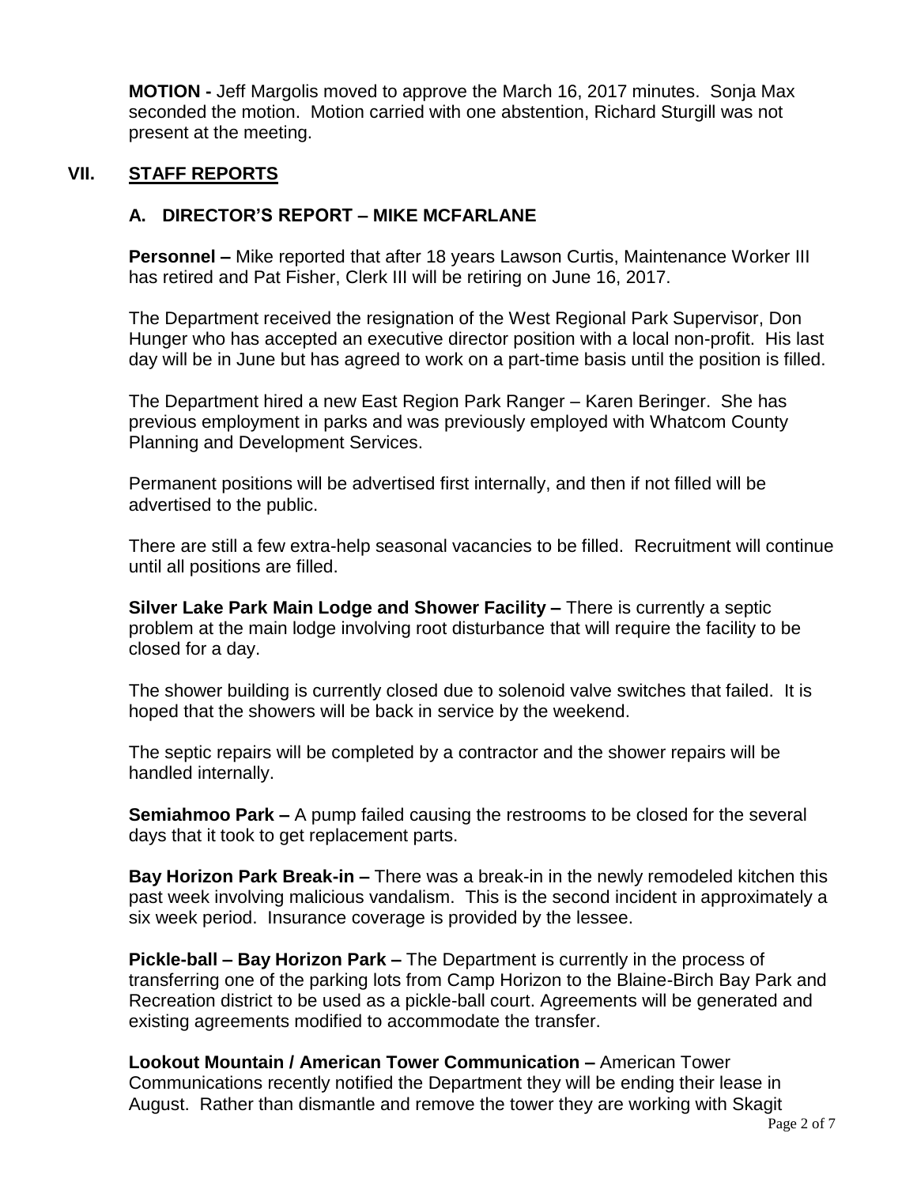**MOTION -** Jeff Margolis moved to approve the March 16, 2017 minutes. Sonja Max seconded the motion. Motion carried with one abstention, Richard Sturgill was not present at the meeting.

## VII. STAFF REPORTS

### A. DIRECTOR'S REPORT – MIKE MCFARLANE

**Personnel –** Mike reported that after 18 years Lawson Curtis, Maintenance Worker III has retired and Pat Fisher, Clerk III will be retiring on June 16, 2017.

The Department received the resignation of the West Regional Park Supervisor, Don Hunger who has accepted an executive director position with a local non-profit. His last day will be in June but has agreed to work on a part-time basis until the position is filled.

The Department hired a new East Region Park Ranger – Karen Beringer. She has previous employment in parks and was previously employed with Whatcom County Planning and Development Services.

Permanent positions will be advertised first internally, and then if not filled will be advertised to the public.

There are still a few extra-help seasonal vacancies to be filled. Recruitment will continue until all positions are filled.

**Silver Lake Park Main Lodge and Shower Facility –** There is currently a septic problem at the main lodge involving root disturbance that will require the facility to be closed for a day.

The shower building is currently closed due to solenoid valve switches that failed. It is hoped that the showers will be back in service by the weekend.

The septic repairs will be completed by a contractor and the shower repairs will be handled internally.

**Semiahmoo Park –** A pump failed causing the restrooms to be closed for the several days that it took to get replacement parts.

**Bay Horizon Park Break-in –** There was a break-in in the newly remodeled kitchen this past week involving malicious vandalism. This is the second incident in approximately a six week period. Insurance coverage is provided by the lessee.

**Pickle-ball – Bay Horizon Park –** The Department is currently in the process of transferring one of the parking lots from Camp Horizon to the Blaine-Birch Bay Park and Recreation district to be used as a pickle-ball court. Agreements will be generated and existing agreements modified to accommodate the transfer.

**Lookout Mountain / American Tower Communication –** American Tower Communications recently notified the Department they will be ending their lease in August. Rather than dismantle and remove the tower they are working with Skagit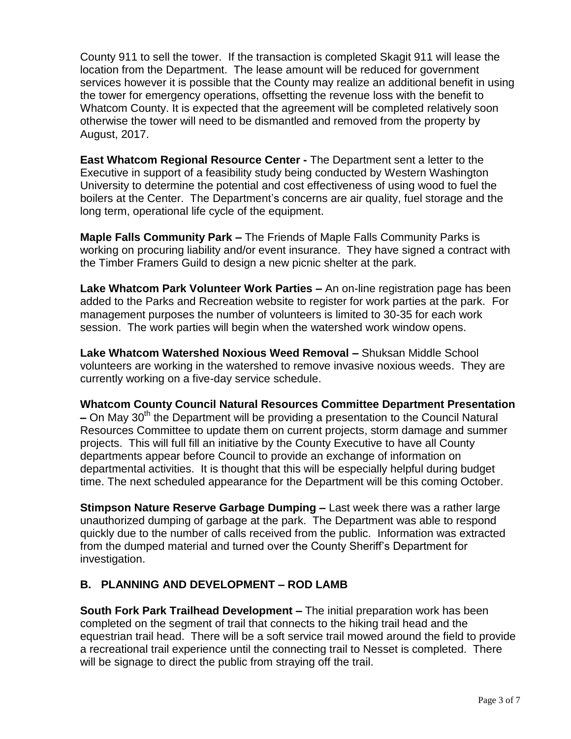County 911 to sell the tower. If the transaction is completed Skagit 911 will lease the location from the Department. The lease amount will be reduced for government services however it is possible that the County may realize an additional benefit in using the tower for emergency operations, offsetting the revenue loss with the benefit to Whatcom County. It is expected that the agreement will be completed relatively soon otherwise the tower will need to be dismantled and removed from the property by August, 2017.

**East Whatcom Regional Resource Center -** The Department sent a letter to the Executive in support of a feasibility study being conducted by Western Washington University to determine the potential and cost effectiveness of using wood to fuel the boilers at the Center. The Department's concerns are air quality, fuel storage and the long term, operational life cycle of the equipment.

**Maple Falls Community Park –** The Friends of Maple Falls Community Parks is working on procuring liability and/or event insurance. They have signed a contract with the Timber Framers Guild to design a new picnic shelter at the park.

**Lake Whatcom Park Volunteer Work Parties –** An on-line registration page has been added to the Parks and Recreation website to register for work parties at the park. For management purposes the number of volunteers is limited to 30-35 for each work session. The work parties will begin when the watershed work window opens.

**Lake Whatcom Watershed Noxious Weed Removal –** Shuksan Middle School volunteers are working in the watershed to remove invasive noxious weeds. They are currently working on a five-day service schedule.

**Whatcom County Council Natural Resources Committee Department Presentation –** On May 30th the Department will be providing a presentation to the Council Natural Resources Committee to update them on current projects, storm damage and summer projects. This will full fill an initiative by the County Executive to have all County departments appear before Council to provide an exchange of information on departmental activities. It is thought that this will be especially helpful during budget time. The next scheduled appearance for the Department will be this coming October.

**Stimpson Nature Reserve Garbage Dumping –** Last week there was a rather large unauthorized dumping of garbage at the park. The Department was able to respond quickly due to the number of calls received from the public. Information was extracted from the dumped material and turned over the County Sheriff's Department for investigation.

## B. PLANNING AND DEVELOPMENT – ROD LAMB

**South Fork Park Trailhead Development –** The initial preparation work has been completed on the segment of trail that connects to the hiking trail head and the equestrian trail head. There will be a soft service trail mowed around the field to provide a recreational trail experience until the connecting trail to Nesset is completed. There will be signage to direct the public from straying off the trail.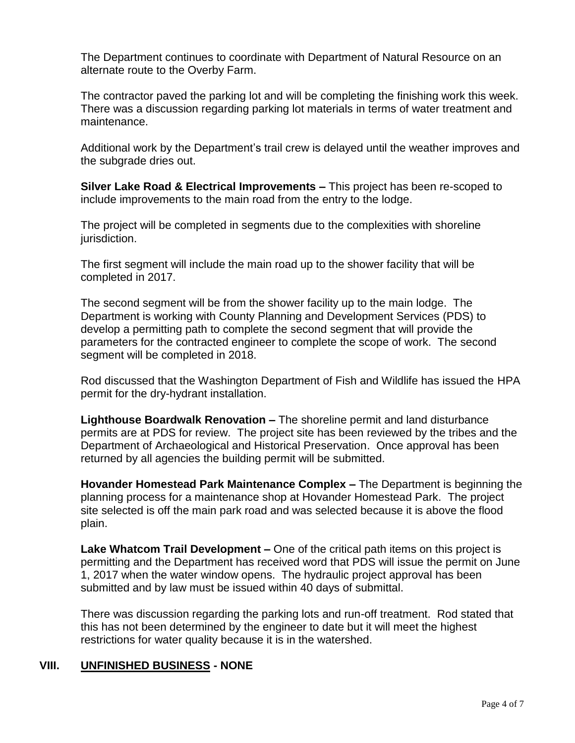The Department continues to coordinate with Department of Natural Resource on an alternate route to the Overby Farm.

The contractor paved the parking lot and will be completing the finishing work this week. There was a discussion regarding parking lot materials in terms of water treatment and maintenance.

Additional work by the Department's trail crew is delayed until the weather improves and the subgrade dries out.

**Silver Lake Road & Electrical Improvements –** This project has been re-scoped to include improvements to the main road from the entry to the lodge.

The project will be completed in segments due to the complexities with shoreline jurisdiction.

The first segment will include the main road up to the shower facility that will be completed in 2017.

The second segment will be from the shower facility up to the main lodge. The Department is working with County Planning and Development Services (PDS) to develop a permitting path to complete the second segment that will provide the parameters for the contracted engineer to complete the scope of work. The second segment will be completed in 2018.

Rod discussed that the Washington Department of Fish and Wildlife has issued the HPA permit for the dry-hydrant installation.

**Lighthouse Boardwalk Renovation –** The shoreline permit and land disturbance permits are at PDS for review. The project site has been reviewed by the tribes and the Department of Archaeological and Historical Preservation. Once approval has been returned by all agencies the building permit will be submitted.

**Hovander Homestead Park Maintenance Complex –** The Department is beginning the planning process for a maintenance shop at Hovander Homestead Park. The project site selected is off the main park road and was selected because it is above the flood plain.

**Lake Whatcom Trail Development –** One of the critical path items on this project is permitting and the Department has received word that PDS will issue the permit on June 1, 2017 when the water window opens. The hydraulic project approval has been submitted and by law must be issued within 40 days of submittal.

There was discussion regarding the parking lots and run-off treatment. Rod stated that this has not been determined by the engineer to date but it will meet the highest restrictions for water quality because it is in the watershed.

## VIII. UNFINISHED BUSINESS - NONE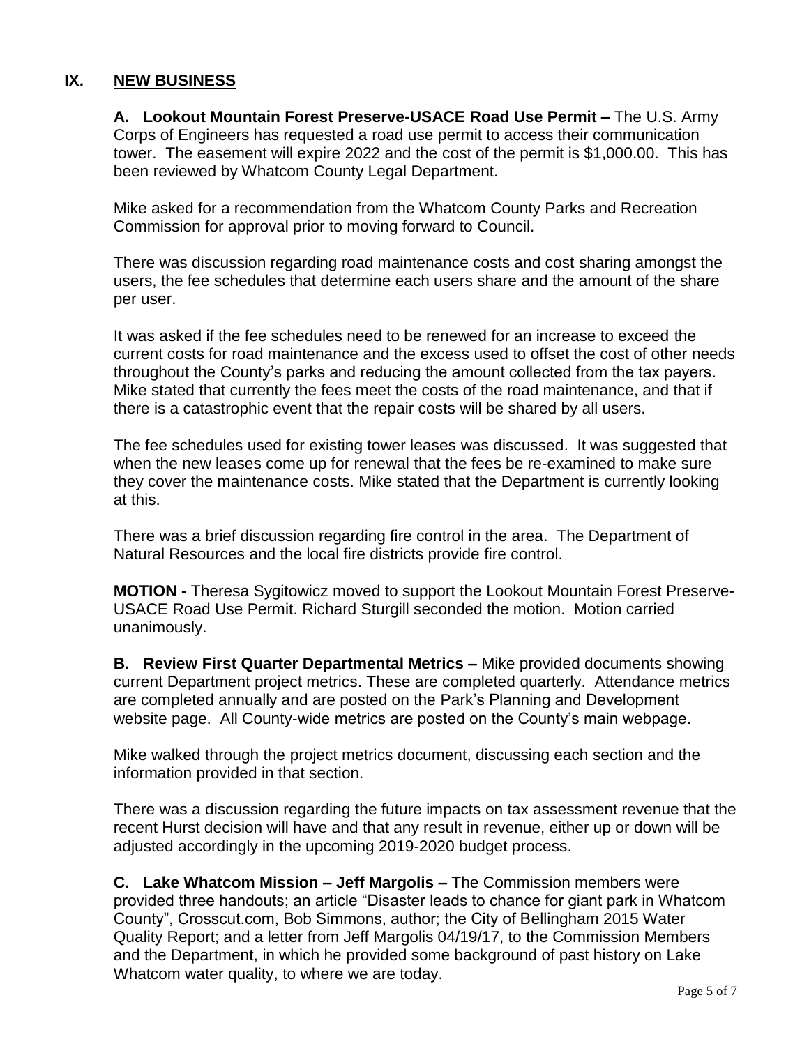## IX. NEW BUSINESS

**A. Lookout Mountain Forest Preserve-USACE Road Use Permit –** The U.S. Army Corps of Engineers has requested a road use permit to access their communication tower. The easement will expire 2022 and the cost of the permit is $1,000.00. This has been reviewed by Whatcom County Legal Department.

Mike asked for a recommendation from the Whatcom County Parks and Recreation Commission for approval prior to moving forward to Council.

There was discussion regarding road maintenance costs and cost sharing amongst the users, the fee schedules that determine each users share and the amount of the share per user.

It was asked if the fee schedules need to be renewed for an increase to exceed the current costs for road maintenance and the excess used to offset the cost of other needs throughout the County's parks and reducing the amount collected from the tax payers. Mike stated that currently the fees meet the costs of the road maintenance, and that if there is a catastrophic event that the repair costs will be shared by all users.

The fee schedules used for existing tower leases was discussed. It was suggested that when the new leases come up for renewal that the fees be re-examined to make sure they cover the maintenance costs. Mike stated that the Department is currently looking at this.

There was a brief discussion regarding fire control in the area. The Department of Natural Resources and the local fire districts provide fire control.

**MOTION -** Theresa Sygitowicz moved to support the Lookout Mountain Forest Preserve-USACE Road Use Permit. Richard Sturgill seconded the motion. Motion carried unanimously.

**B. Review First Quarter Departmental Metrics –** Mike provided documents showing current Department project metrics. These are completed quarterly. Attendance metrics are completed annually and are posted on the Park's Planning and Development website page. All County-wide metrics are posted on the County's main webpage.

Mike walked through the project metrics document, discussing each section and the information provided in that section.

There was a discussion regarding the future impacts on tax assessment revenue that the recent Hurst decision will have and that any result in revenue, either up or down will be adjusted accordingly in the upcoming 2019-2020 budget process.

**C. Lake Whatcom Mission – Jeff Margolis –** The Commission members were provided three handouts; an article "Disaster leads to chance for giant park in Whatcom County", Crosscut.com, Bob Simmons, author; the City of Bellingham 2015 Water Quality Report; and a letter from Jeff Margolis 04/19/17, to the Commission Members and the Department, in which he provided some background of past history on Lake Whatcom water quality, to where we are today.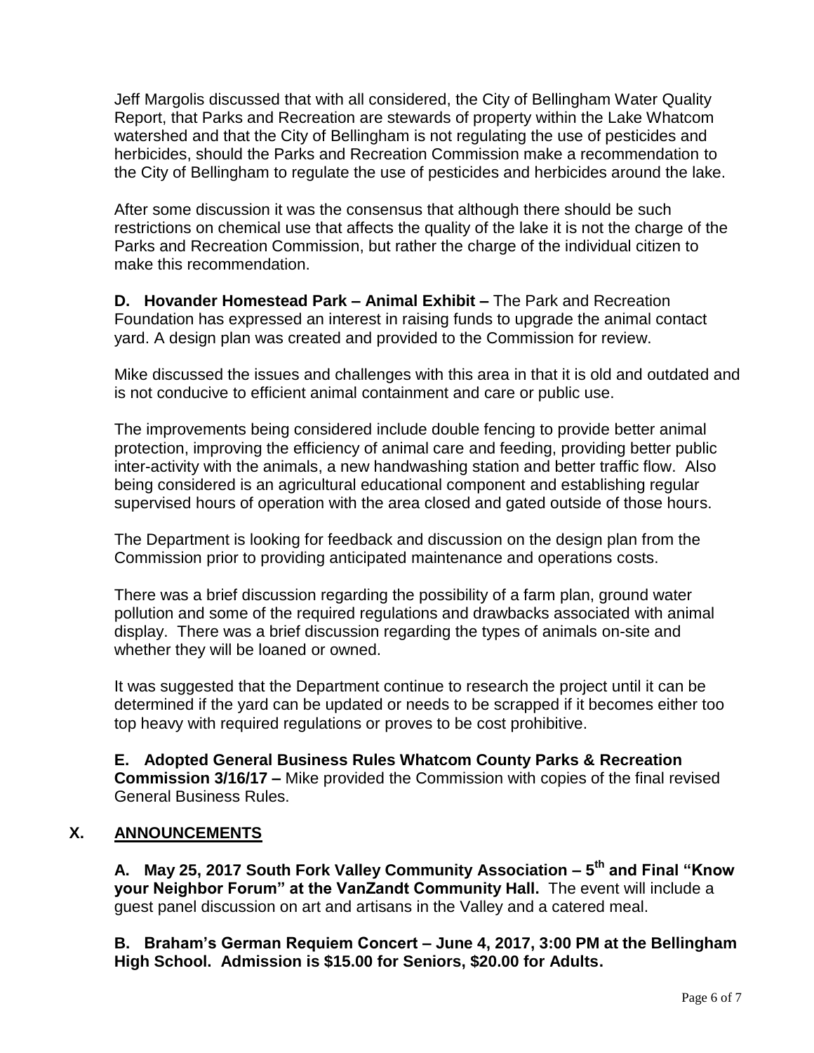Jeff Margolis discussed that with all considered, the City of Bellingham Water Quality Report, that Parks and Recreation are stewards of property within the Lake Whatcom watershed and that the City of Bellingham is not regulating the use of pesticides and herbicides, should the Parks and Recreation Commission make a recommendation to the City of Bellingham to regulate the use of pesticides and herbicides around the lake.

After some discussion it was the consensus that although there should be such restrictions on chemical use that affects the quality of the lake it is not the charge of the Parks and Recreation Commission, but rather the charge of the individual citizen to make this recommendation.

**D. Hovander Homestead Park – Animal Exhibit –** The Park and Recreation Foundation has expressed an interest in raising funds to upgrade the animal contact yard. A design plan was created and provided to the Commission for review.

Mike discussed the issues and challenges with this area in that it is old and outdated and is not conducive to efficient animal containment and care or public use.

The improvements being considered include double fencing to provide better animal protection, improving the efficiency of animal care and feeding, providing better public inter-activity with the animals, a new handwashing station and better traffic flow. Also being considered is an agricultural educational component and establishing regular supervised hours of operation with the area closed and gated outside of those hours.

The Department is looking for feedback and discussion on the design plan from the Commission prior to providing anticipated maintenance and operations costs.

There was a brief discussion regarding the possibility of a farm plan, ground water pollution and some of the required regulations and drawbacks associated with animal display. There was a brief discussion regarding the types of animals on-site and whether they will be loaned or owned.

It was suggested that the Department continue to research the project until it can be determined if the yard can be updated or needs to be scrapped if it becomes either too top heavy with required regulations or proves to be cost prohibitive.

**E. Adopted General Business Rules Whatcom County Parks & Recreation Commission 3/16/17 –** Mike provided the Commission with copies of the final revised General Business Rules.

## X. ANNOUNCEMENTS

**A. May 25, 2017 South Fork Valley Community Association – 5th and Final "Know your Neighbor Forum" at the VanZandt Community Hall.** The event will include a guest panel discussion on art and artisans in the Valley and a catered meal.

**B. Braham's German Requiem Concert – June 4, 2017, 3:00 PM at the Bellingham High School. Admission is $15.00 for Seniors, $20.00 for Adults.**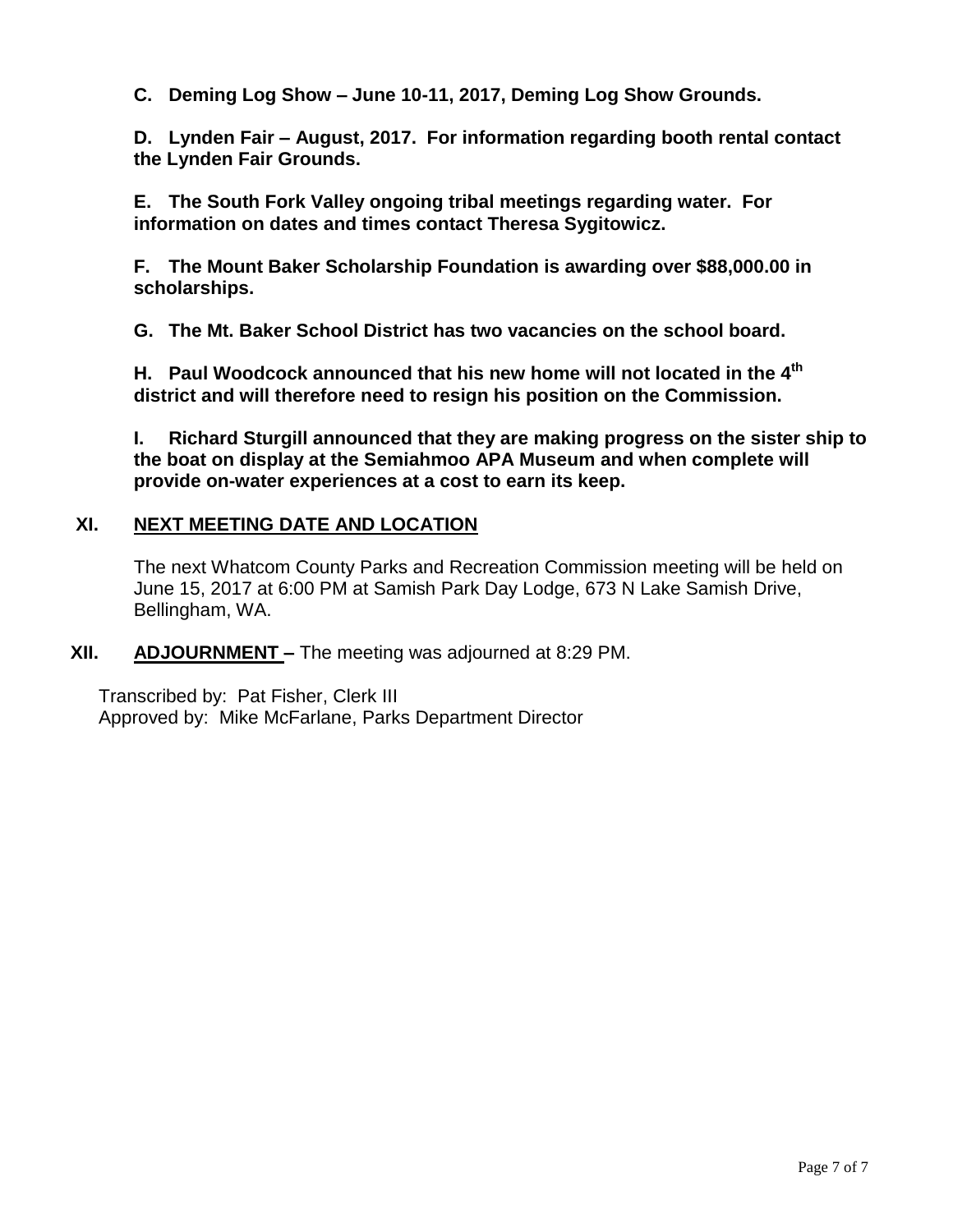**C. Deming Log Show – June 10-11, 2017, Deming Log Show Grounds.**

**D. Lynden Fair – August, 2017. For information regarding booth rental contact the Lynden Fair Grounds.**

**E. The South Fork Valley ongoing tribal meetings regarding water. For information on dates and times contact Theresa Sygitowicz.**

**F. The Mount Baker Scholarship Foundation is awarding over $88,000.00 in scholarships.**

**G. The Mt. Baker School District has two vacancies on the school board.**

**H. Paul Woodcock announced that his new home will not located in the 4th district and will therefore need to resign his position on the Commission.**

**I. Richard Sturgill announced that they are making progress on the sister ship to the boat on display at the Semiahmoo APA Museum and when complete will provide on-water experiences at a cost to earn its keep.**

## XI. NEXT MEETING DATE AND LOCATION

The next Whatcom County Parks and Recreation Commission meeting will be held on June 15, 2017 at 6:00 PM at Samish Park Day Lodge, 673 N Lake Samish Drive, Bellingham, WA.

## XII. ADJOURNMENT – The meeting was adjourned at 8:29 PM.

Transcribed by: Pat Fisher, Clerk III
Approved by: Mike McFarlane, Parks Department Director